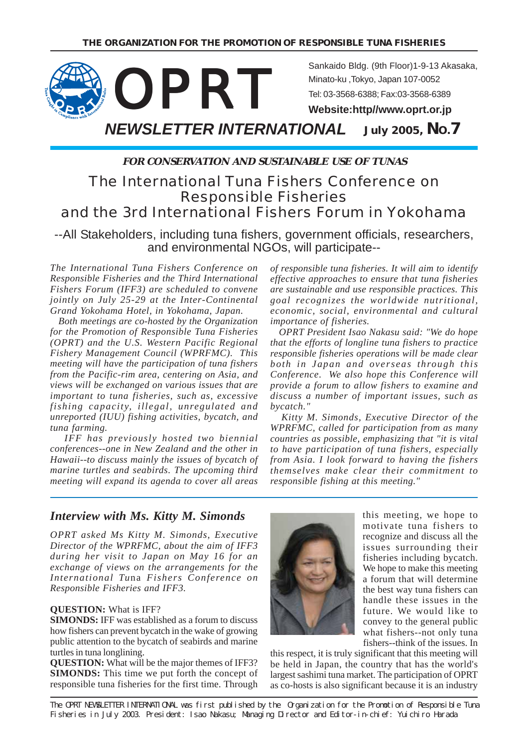**THE ORGANIZATION FOR THE PROMOTION OF RESPONSIBLE TUNA FISHERIES**

# OPRT

Sankaido Bldg. (9th Floor)1-9-13 Akasaka, Minato-ku ,Tokyo, Japan 107-0052
Tel: 03-3568-6388; Fax:03-3568-6389
**Website:http//www.oprt.or.jp**

***NEWSLETTER INTERNATIONAL*** **July 2005, No.7**

***FOR CONSERVATION AND SUSTAINABLE USE OF TUNAS***

## The International Tuna Fishers Conference on Responsible Fisheries and the 3rd International Fishers Forum in Yokohama

--All Stakeholders, including tuna fishers, government officials, researchers, and environmental NGOs, will participate--

*The International Tuna Fishers Conference on Responsible Fisheries and the Third International Fishers Forum (IFF3) are scheduled to convene jointly on July 25-29 at the Inter-Continental Grand Yokohama Hotel, in Yokohama, Japan.*

*Both meetings are co-hosted by the Organization for the Promotion of Responsible Tuna Fisheries (OPRT) and the U.S. Western Pacific Regional Fishery Management Council (WPRFMC). This meeting will have the participation of tuna fishers from the Pacific-rim area, centering on Asia, and views will be exchanged on various issues that are important to tuna fisheries, such as, excessive fishing capacity, illegal, unregulated and unreported (IUU) fishing activities, bycatch, and tuna farming.*

*IFF has previously hosted two biennial conferences--one in New Zealand and the other in Hawaii--to discuss mainly the issues of bycatch of marine turtles and seabirds. The upcoming third meeting will expand its agenda to cover all areas of responsible tuna fisheries. It will aim to identify effective approaches to ensure that tuna fisheries are sustainable and use responsible practices. This goal recognizes the worldwide nutritional, economic, social, environmental and cultural importance of fisheries.*

*OPRT President Isao Nakasu said: "We do hope that the efforts of longline tuna fishers to practice responsible fisheries operations will be made clear both in Japan and overseas through this Conference. We also hope this Conference will provide a forum to allow fishers to examine and discuss a number of important issues, such as bycatch."*

*Kitty M. Simonds, Executive Director of the WPRFMC, called for participation from as many countries as possible, emphasizing that "it is vital to have participation of tuna fishers, especially from Asia. I look forward to having the fishers themselves make clear their commitment to responsible fishing at this meeting."*

## *Interview with Ms. Kitty M. Simonds*

*OPRT asked Ms Kitty M. Simonds, Executive Director of the WPRFMC, about the aim of IFF3 during her visit to Japan on May 16 for an exchange of views on the arrangements for the International Tuna Fishers Conference on Responsible Fisheries and IFF3.*

**QUESTION:** What is IFF?

**SIMONDS:** IFF was established as a forum to discuss how fishers can prevent bycatch in the wake of growing public attention to the bycatch of seabirds and marine turtles in tuna longlining.

**QUESTION:** What will be the major themes of IFF3?

**SIMONDS:** This time we put forth the concept of responsible tuna fisheries for the first time. Through this meeting, we hope to motivate tuna fishers to recognize and discuss all the issues surrounding their fisheries including bycatch. We hope to make this meeting a forum that will determine the best way tuna fishers can handle these issues in the future. We would like to convey to the general public what fishers--not only tuna fishers--think of the issues. In this respect, it is truly significant that this meeting will be held in Japan, the country that has the world's largest sashimi tuna market. The participation of OPRT as co-hosts is also significant because it is an industry

The OPRT NEWSLETTER INTERNATIONAL was first published by the Organization for the Promotion of Responsible Tuna Fisheries in July 2003. President: Isao Nakasu; Managing Director and Editor-in-chief: Yuichiro Harada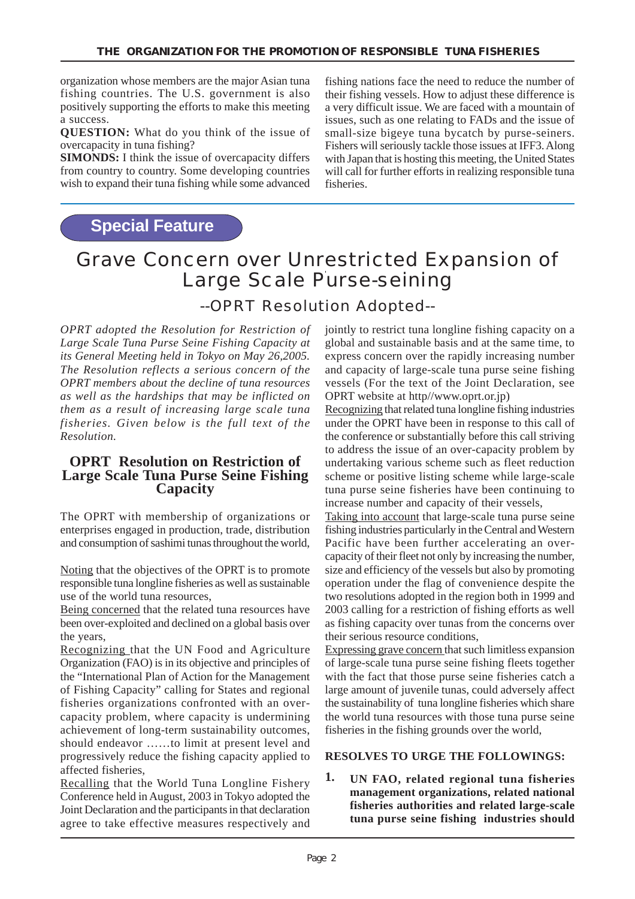organization whose members are the major Asian tuna fishing countries. The U.S. government is also positively supporting the efforts to make this meeting a success.

**QUESTION:** What do you think of the issue of overcapacity in tuna fishing?

**SIMONDS:** I think the issue of overcapacity differs from country to country. Some developing countries wish to expand their tuna fishing while some advanced fishing nations face the need to reduce the number of their fishing vessels. How to adjust these difference is a very difficult issue. We are faced with a mountain of issues, such as one relating to FADs and the issue of small-size bigeye tuna bycatch by purse-seiners. Fishers will seriously tackle those issues at IFF3. Along with Japan that is hosting this meeting, the United States will call for further efforts in realizing responsible tuna fisheries.

**Special Feature**

# Grave Concern over Unrestricted Expansion of Large Scale Purse-seining

## --OPRT Resolution Adopted--

*OPRT adopted the Resolution for Restriction of Large Scale Tuna Purse Seine Fishing Capacity at its General Meeting held in Tokyo on May 26,2005. The Resolution reflects a serious concern of the OPRT members about the decline of tuna resources as well as the hardships that may be inflicted on them as a result of increasing large scale tuna fisheries. Given below is the full text of the Resolution.*

### OPRT Resolution on Restriction of Large Scale Tuna Purse Seine Fishing Capacity

The OPRT with membership of organizations or enterprises engaged in production, trade, distribution and consumption of sashimi tunas throughout the world,

Noting that the objectives of the OPRT is to promote responsible tuna longline fisheries as well as sustainable use of the world tuna resources,

Being concerned that the related tuna resources have been over-exploited and declined on a global basis over the years,

Recognizing that the UN Food and Agriculture Organization (FAO) is in its objective and principles of the "International Plan of Action for the Management of Fishing Capacity" calling for States and regional fisheries organizations confronted with an over-capacity problem, where capacity is undermining achievement of long-term sustainability outcomes, should endeavor ……to limit at present level and progressively reduce the fishing capacity applied to affected fisheries,

Recalling that the World Tuna Longline Fishery Conference held in August, 2003 in Tokyo adopted the Joint Declaration and the participants in that declaration agree to take effective measures respectively and jointly to restrict tuna longline fishing capacity on a global and sustainable basis and at the same time, to express concern over the rapidly increasing number and capacity of large-scale tuna purse seine fishing vessels (For the text of the Joint Declaration, see OPRT website at http//www.oprt.or.jp)

Recognizing that related tuna longline fishing industries under the OPRT have been in response to this call of the conference or substantially before this call striving to address the issue of an over-capacity problem by undertaking various scheme such as fleet reduction scheme or positive listing scheme while large-scale tuna purse seine fisheries have been continuing to increase number and capacity of their vessels,

Taking into account that large-scale tuna purse seine fishing industries particularly in the Central and Western Pacific have been further accelerating an over-capacity of their fleet not only by increasing the number, size and efficiency of the vessels but also by promoting operation under the flag of convenience despite the two resolutions adopted in the region both in 1999 and 2003 calling for a restriction of fishing efforts as well as fishing capacity over tunas from the concerns over their serious resource conditions,

Expressing grave concern that such limitless expansion of large-scale tuna purse seine fishing fleets together with the fact that those purse seine fisheries catch a large amount of juvenile tunas, could adversely affect the sustainability of tuna longline fisheries which share the world tuna resources with those tuna purse seine fisheries in the fishing grounds over the world,

**RESOLVES TO URGE THE FOLLOWINGS:**

1. **UN FAO, related regional tuna fisheries management organizations, related national fisheries authorities and related large-scale tuna purse seine fishing industries should**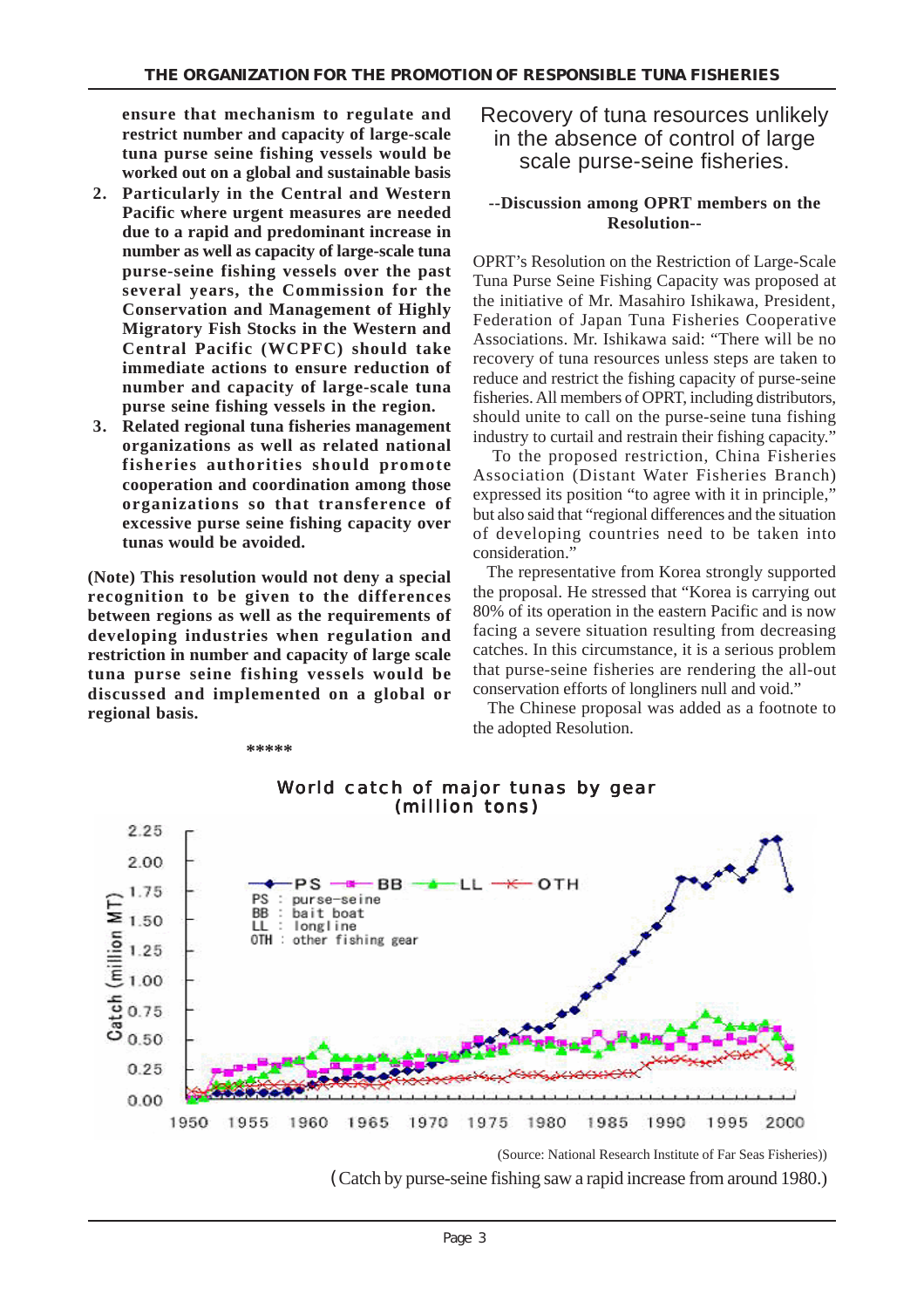**ensure that mechanism to regulate and restrict number and capacity of large-scale tuna purse seine fishing vessels would be worked out on a global and sustainable basis**

2. **Particularly in the Central and Western Pacific where urgent measures are needed due to a rapid and predominant increase in number as well as capacity of large-scale tuna purse-seine fishing vessels over the past several years, the Commission for the Conservation and Management of Highly Migratory Fish Stocks in the Western and Central Pacific (WCPFC) should take immediate actions to ensure reduction of number and capacity of large-scale tuna purse seine fishing vessels in the region.**
3. **Related regional tuna fisheries management organizations as well as related national fisheries authorities should promote cooperation and coordination among those organizations so that transference of excessive purse seine fishing capacity over tunas would be avoided.**

**(Note) This resolution would not deny a special recognition to be given to the differences between regions as well as the requirements of developing industries when regulation and restriction in number and capacity of large scale tuna purse seine fishing vessels would be discussed and implemented on a global or regional basis.**

*****

## Recovery of tuna resources unlikely in the absence of control of large scale purse-seine fisheries.

**--Discussion among OPRT members on the Resolution--**

OPRT's Resolution on the Restriction of Large-Scale Tuna Purse Seine Fishing Capacity was proposed at the initiative of Mr. Masahiro Ishikawa, President, Federation of Japan Tuna Fisheries Cooperative Associations. Mr. Ishikawa said: "There will be no recovery of tuna resources unless steps are taken to reduce and restrict the fishing capacity of purse-seine fisheries. All members of OPRT, including distributors, should unite to call on the purse-seine tuna fishing industry to curtail and restrain their fishing capacity."

To the proposed restriction, China Fisheries Association (Distant Water Fisheries Branch) expressed its position "to agree with it in principle," but also said that "regional differences and the situation of developing countries need to be taken into consideration."

The representative from Korea strongly supported the proposal. He stressed that "Korea is carrying out 80% of its operation in the eastern Pacific and is now facing a severe situation resulting from decreasing catches. In this circumstance, it is a serious problem that purse-seine fisheries are rendering the all-out conservation efforts of longliners null and void."

The Chinese proposal was added as a footnote to the adopted Resolution.

World catch of major tunas by gear (million tons)

(Source: National Research Institute of Far Seas Fisheries))

(Catch by purse-seine fishing saw a rapid increase from around 1980.)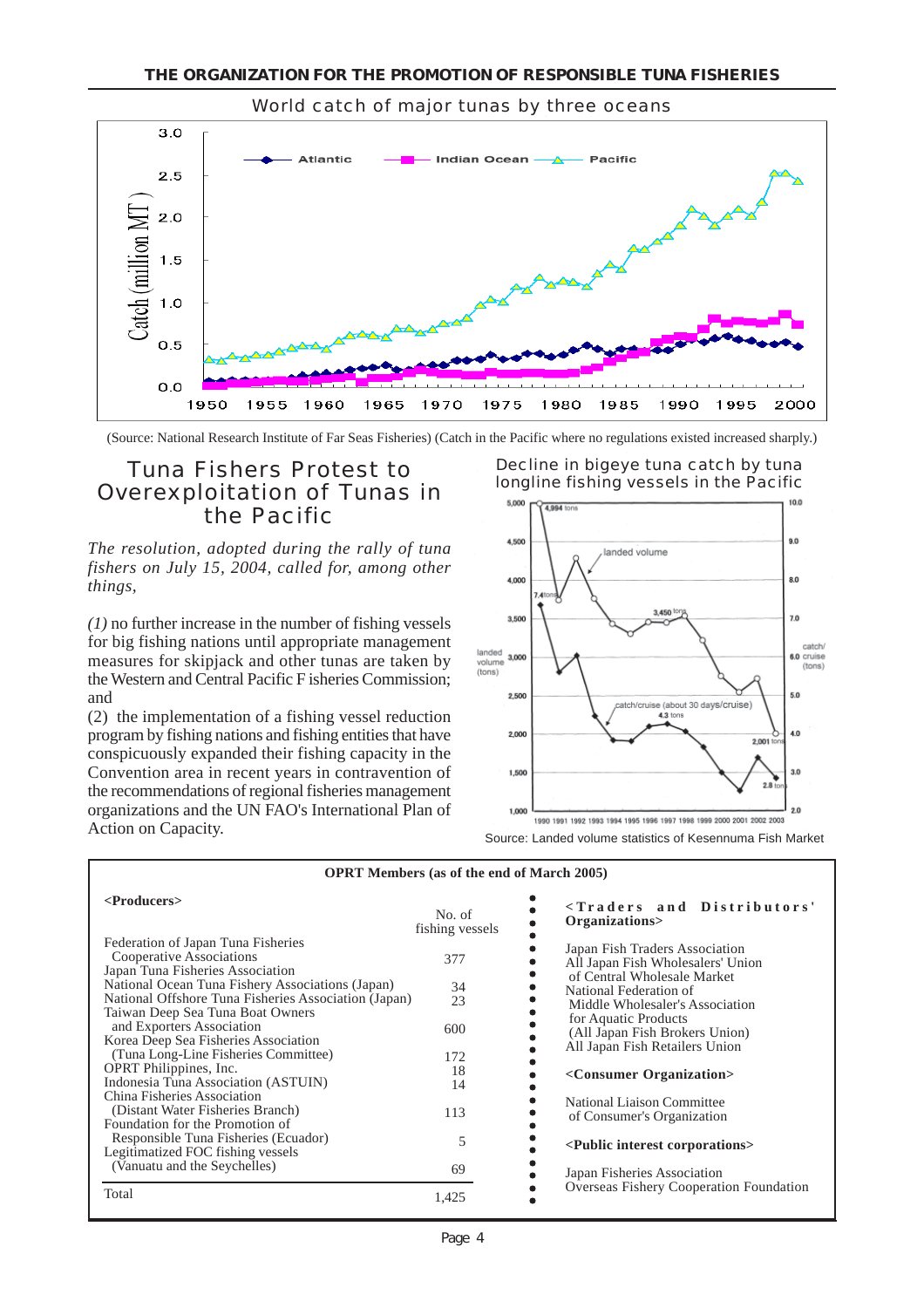## World catch of major tunas by three oceans

Atlantic
Indian Ocean
Pacific

Catch (million MT)

3.0
2.5
2.0
1.5
1.0
0.5
0.0

1950 1955 1960 1965 1970 1975 1980 1985 1990 1995 2000

(Source: National Research Institute of Far Seas Fisheries) (Catch in the Pacific where no regulations existed increased sharply.)

## Tuna Fishers Protest to Overexploitation of Tunas in the Pacific

*The resolution, adopted during the rally of tuna fishers on July 15, 2004, called for, among other things,*

*(1)* no further increase in the number of fishing vessels for big fishing nations until appropriate management measures for skipjack and other tunas are taken by the Western and Central Pacific F isheries Commission; and

(2) the implementation of a fishing vessel reduction program by fishing nations and fishing entities that have conspicuously expanded their fishing capacity in the Convention area in recent years in contravention of the recommendations of regional fisheries management organizations and the UN FAO's International Plan of Action on Capacity.

## Decline in bigeye tuna catch by tuna longline fishing vessels in the Pacific

landed volume (tons)

5,000
4,500
4,000
3,500
3,000
2,500
2,000
1,500
1,000

catch/ cruise (tons)

10.0
9.0
8.0
7.0
6.0
5.0
4.0
3.0
2.0

4,994 tons
landed volume
7.4tons
3,450 tons
catch/cruise (about 30 days/cruise)
4.3 tons
2,001 tons
2.8 ton

1990 1991 1992 1993 1994 1995 1996 1997 1998 1999 2000 2001 2002 2003

Source: Landed volume statistics of Kesennuma Fish Market

**OPRT Members (as of the end of March 2005)**

| <Producers> | No. of fishing vessels |
|---|---|
| Federation of Japan Tuna Fisheries Cooperative Associations<br>Japan Tuna Fisheries Association | 377 |
| National Ocean Tuna Fishery Associations (Japan) | 34 |
| National Offshore Tuna Fisheries Association (Japan) | 23 |
| Taiwan Deep Sea Tuna Boat Owners and Exporters Association | 600 |
| Korea Deep Sea Fisheries Association (Tuna Long-Line Fisheries Committee) | 172 |
| OPRT Philippines, Inc. | 18 |
| Indonesia Tuna Association (ASTUIN) | 14 |
| China Fisheries Association (Distant Water Fisheries Branch) | 113 |
| Foundation for the Promotion of Responsible Tuna Fisheries (Ecuador) | 5 |
| Legitimatized FOC fishing vessels (Vanuatu and the Seychelles) | 69 |
| Total | 1,425 |

**<Traders and Distributors' Organizations>**

Japan Fish Traders Association
All Japan Fish Wholesalers' Union of Central Wholesale Market
National Federation of Middle Wholesaler's Association for Aquatic Products (All Japan Fish Brokers Union)
All Japan Fish Retailers Union

**<Consumer Organization>**

National Liaison Committee of Consumer's Organization

**<Public interest corporations>**

Japan Fisheries Association
Overseas Fishery Cooperation Foundation